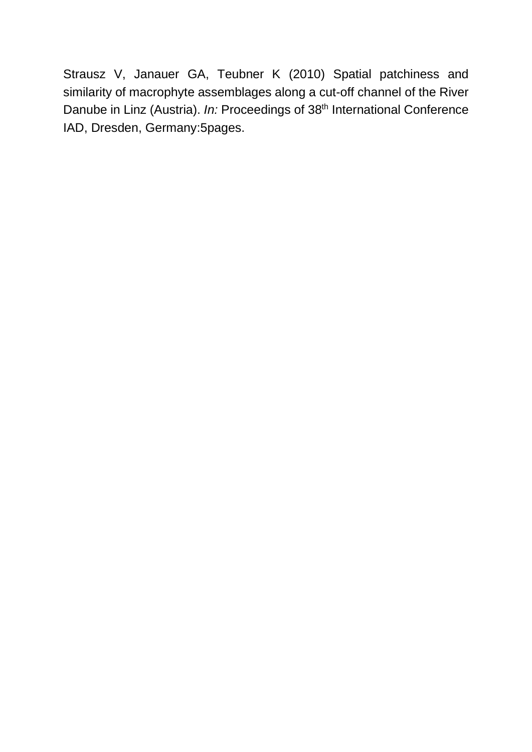Strausz V, Janauer GA, Teubner K (2010) Spatial patchiness and similarity of macrophyte assemblages along a cut-off channel of the River Danube in Linz (Austria). *In:* Proceedings of 38$^{th}$ International Conference IAD, Dresden, Germany:5pages.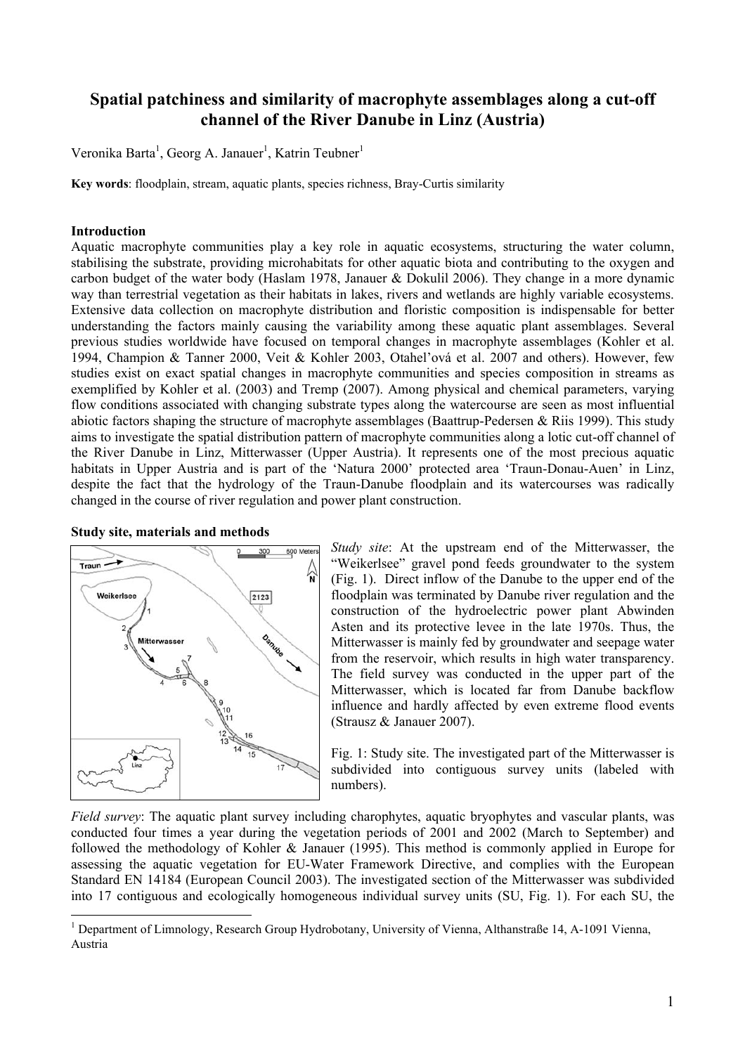# Spatial patchiness and similarity of macrophyte assemblages along a cut-off channel of the River Danube in Linz (Austria)

Veronika Barta[1], Georg A. Janauer[1], Katrin Teubner[1]

**Key words**: floodplain, stream, aquatic plants, species richness, Bray-Curtis similarity

## Introduction

Aquatic macrophyte communities play a key role in aquatic ecosystems, structuring the water column, stabilising the substrate, providing microhabitats for other aquatic biota and contributing to the oxygen and carbon budget of the water body (Haslam 1978, Janauer & Dokulil 2006). They change in a more dynamic way than terrestrial vegetation as their habitats in lakes, rivers and wetlands are highly variable ecosystems. Extensive data collection on macrophyte distribution and floristic composition is indispensable for better understanding the factors mainly causing the variability among these aquatic plant assemblages. Several previous studies worldwide have focused on temporal changes in macrophyte assemblages (Kohler et al. 1994, Champion & Tanner 2000, Veit & Kohler 2003, Otahel'ová et al. 2007 and others). However, few studies exist on exact spatial changes in macrophyte communities and species composition in streams as exemplified by Kohler et al. (2003) and Tremp (2007). Among physical and chemical parameters, varying flow conditions associated with changing substrate types along the watercourse are seen as most influential abiotic factors shaping the structure of macrophyte assemblages (Baattrup-Pedersen & Riis 1999). This study aims to investigate the spatial distribution pattern of macrophyte communities along a lotic cut-off channel of the River Danube in Linz, Mitterwasser (Upper Austria). It represents one of the most precious aquatic habitats in Upper Austria and is part of the 'Natura 2000' protected area 'Traun-Donau-Auen' in Linz, despite the fact that the hydrology of the Traun-Danube floodplain and its watercourses was radically changed in the course of river regulation and power plant construction.

## Study site, materials and methods

*Study site*: At the upstream end of the Mitterwasser, the "Weikerlsee" gravel pond feeds groundwater to the system (Fig. 1). Direct inflow of the Danube to the upper end of the floodplain was terminated by Danube river regulation and the construction of the hydroelectric power plant Abwinden Asten and its protective levee in the late 1970s. Thus, the Mitterwasser is mainly fed by groundwater and seepage water from the reservoir, which results in high water transparency. The field survey was conducted in the upper part of the Mitterwasser, which is located far from Danube backflow influence and hardly affected by even extreme flood events (Strausz & Janauer 2007).

Fig. 1: Study site. The investigated part of the Mitterwasser is subdivided into contiguous survey units (labeled with numbers).

*Field survey*: The aquatic plant survey including charophytes, aquatic bryophytes and vascular plants, was conducted four times a year during the vegetation periods of 2001 and 2002 (March to September) and followed the methodology of Kohler & Janauer (1995). This method is commonly applied in Europe for assessing the aquatic vegetation for EU-Water Framework Directive, and complies with the European Standard EN 14184 (European Council 2003). The investigated section of the Mitterwasser was subdivided into 17 contiguous and ecologically homogeneous individual survey units (SU, Fig. 1). For each SU, the

[1] Department of Limnology, Research Group Hydrobotany, University of Vienna, Althanstraße 14, A-1091 Vienna, Austria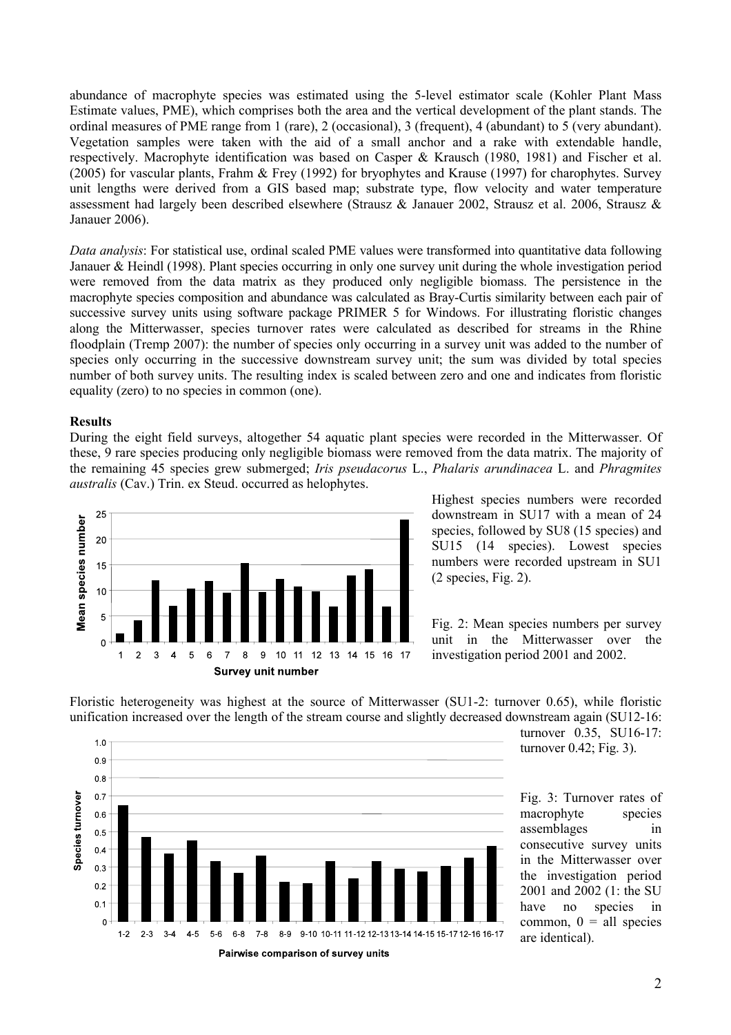abundance of macrophyte species was estimated using the 5-level estimator scale (Kohler Plant Mass Estimate values, PME), which comprises both the area and the vertical development of the plant stands. The ordinal measures of PME range from 1 (rare), 2 (occasional), 3 (frequent), 4 (abundant) to 5 (very abundant). Vegetation samples were taken with the aid of a small anchor and a rake with extendable handle, respectively. Macrophyte identification was based on Casper & Krausch (1980, 1981) and Fischer et al. (2005) for vascular plants, Frahm & Frey (1992) for bryophytes and Krause (1997) for charophytes. Survey unit lengths were derived from a GIS based map; substrate type, flow velocity and water temperature assessment had largely been described elsewhere (Strausz & Janauer 2002, Strausz et al. 2006, Strausz & Janauer 2006).

*Data analysis*: For statistical use, ordinal scaled PME values were transformed into quantitative data following Janauer & Heindl (1998). Plant species occurring in only one survey unit during the whole investigation period were removed from the data matrix as they produced only negligible biomass. The persistence in the macrophyte species composition and abundance was calculated as Bray-Curtis similarity between each pair of successive survey units using software package PRIMER 5 for Windows. For illustrating floristic changes along the Mitterwasser, species turnover rates were calculated as described for streams in the Rhine floodplain (Tremp 2007): the number of species only occurring in a survey unit was added to the number of species only occurring in the successive downstream survey unit; the sum was divided by total species number of both survey units. The resulting index is scaled between zero and one and indicates from floristic equality (zero) to no species in common (one).

**Results**

During the eight field surveys, altogether 54 aquatic plant species were recorded in the Mitterwasser. Of these, 9 rare species producing only negligible biomass were removed from the data matrix. The majority of the remaining 45 species grew submerged; *Iris pseudacorus* L., *Phalaris arundinacea* L. and *Phragmites australis* (Cav.) Trin. ex Steud. occurred as helophytes.

Highest species numbers were recorded downstream in SU17 with a mean of 24 species, followed by SU8 (15 species) and SU15 (14 species). Lowest species numbers were recorded upstream in SU1 (2 species, Fig. 2).

Fig. 2: Mean species numbers per survey unit in the Mitterwasser over the investigation period 2001 and 2002.

Floristic heterogeneity was highest at the source of Mitterwasser (SU1-2: turnover 0.65), while floristic unification increased over the length of the stream course and slightly decreased downstream again (SU12-16: turnover 0.35, SU16-17: turnover 0.42; Fig. 3).

Fig. 3: Turnover rates of macrophyte species assemblages in consecutive survey units in the Mitterwasser over the investigation period 2001 and 2002 (1: the SU have no species in common, 0 = all species are identical).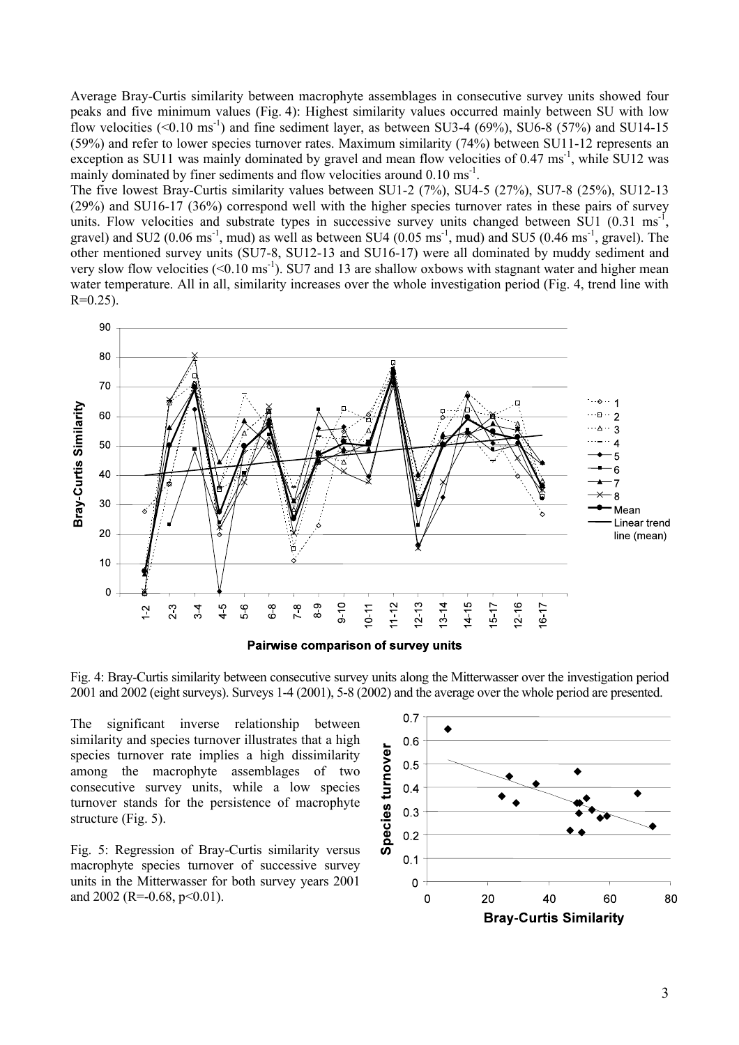Average Bray-Curtis similarity between macrophyte assemblages in consecutive survey units showed four peaks and five minimum values (Fig. 4): Highest similarity values occurred mainly between SU with low flow velocities (<0.10 ms$^{-1}$) and fine sediment layer, as between SU3-4 (69%), SU6-8 (57%) and SU14-15 (59%) and refer to lower species turnover rates. Maximum similarity (74%) between SU11-12 represents an exception as SU11 was mainly dominated by gravel and mean flow velocities of 0.47 ms$^{-1}$, while SU12 was mainly dominated by finer sediments and flow velocities around 0.10 ms$^{-1}$.

The five lowest Bray-Curtis similarity values between SU1-2 (7%), SU4-5 (27%), SU7-8 (25%), SU12-13 (29%) and SU16-17 (36%) correspond well with the higher species turnover rates in these pairs of survey units. Flow velocities and substrate types in successive survey units changed between SU1 (0.31 ms$^{-1}$, gravel) and SU2 (0.06 ms$^{-1}$, mud) as well as between SU4 (0.05 ms$^{-1}$, mud) and SU5 (0.46 ms$^{-1}$, gravel). The other mentioned survey units (SU7-8, SU12-13 and SU16-17) were all dominated by muddy sediment and very slow flow velocities (<0.10 ms$^{-1}$). SU7 and 13 are shallow oxbows with stagnant water and higher mean water temperature. All in all, similarity increases over the whole investigation period (Fig. 4, trend line with R=0.25).

Fig. 4: Bray-Curtis similarity between consecutive survey units along the Mitterwasser over the investigation period 2001 and 2002 (eight surveys). Surveys 1-4 (2001), 5-8 (2002) and the average over the whole period are presented.

The significant inverse relationship between similarity and species turnover illustrates that a high species turnover rate implies a high dissimilarity among the macrophyte assemblages of two consecutive survey units, while a low species turnover stands for the persistence of macrophyte structure (Fig. 5).

Fig. 5: Regression of Bray-Curtis similarity versus macrophyte species turnover of successive survey units in the Mitterwasser for both survey years 2001 and 2002 (R=-0.68, p<0.01).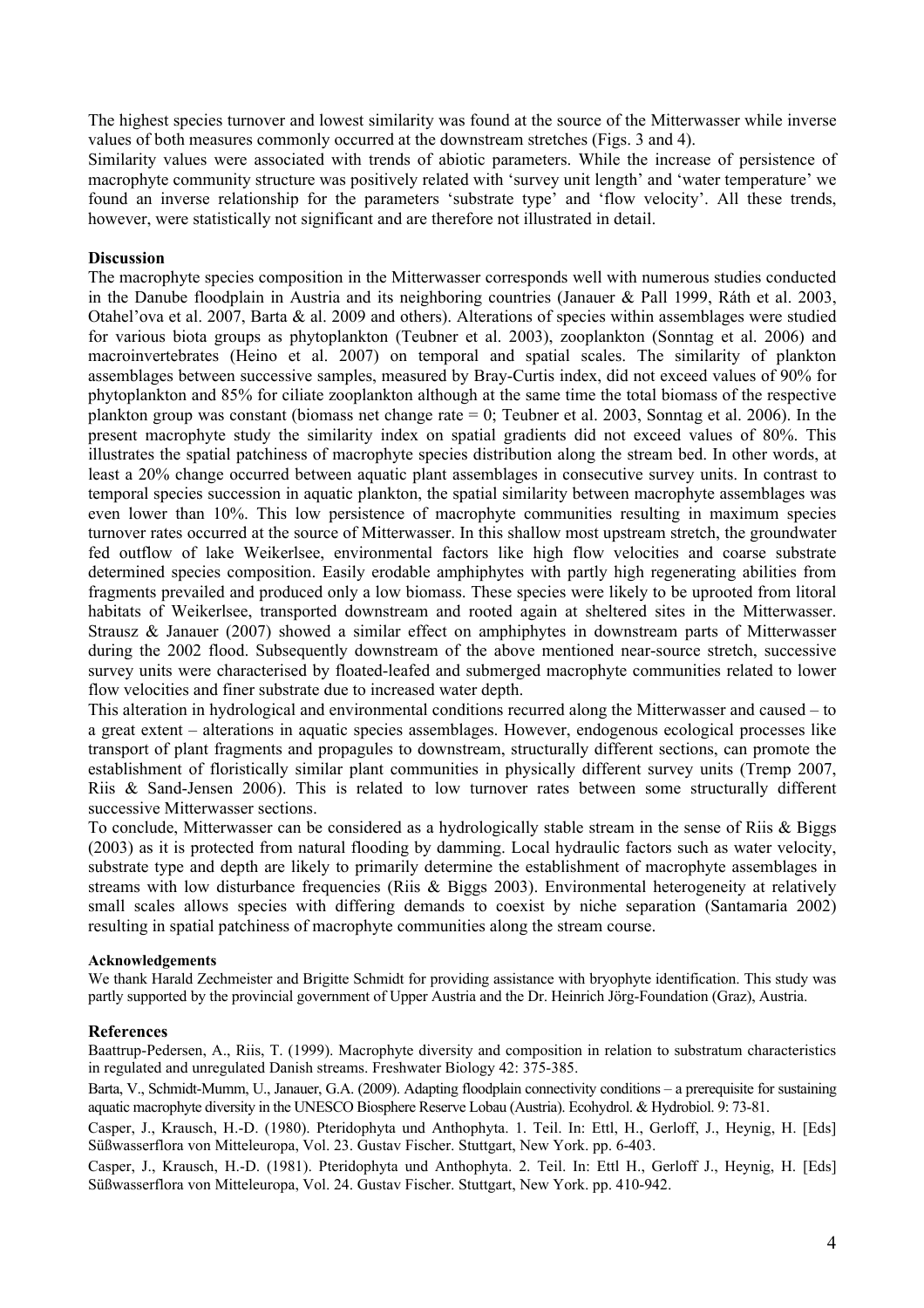The highest species turnover and lowest similarity was found at the source of the Mitterwasser while inverse values of both measures commonly occurred at the downstream stretches (Figs. 3 and 4).

Similarity values were associated with trends of abiotic parameters. While the increase of persistence of macrophyte community structure was positively related with 'survey unit length' and 'water temperature' we found an inverse relationship for the parameters 'substrate type' and 'flow velocity'. All these trends, however, were statistically not significant and are therefore not illustrated in detail.

## Discussion

The macrophyte species composition in the Mitterwasser corresponds well with numerous studies conducted in the Danube floodplain in Austria and its neighboring countries (Janauer & Pall 1999, Ráth et al. 2003, Otahel'ova et al. 2007, Barta & al. 2009 and others). Alterations of species within assemblages were studied for various biota groups as phytoplankton (Teubner et al. 2003), zooplankton (Sonntag et al. 2006) and macroinvertebrates (Heino et al. 2007) on temporal and spatial scales. The similarity of plankton assemblages between successive samples, measured by Bray-Curtis index, did not exceed values of 90% for phytoplankton and 85% for ciliate zooplankton although at the same time the total biomass of the respective plankton group was constant (biomass net change rate = 0; Teubner et al. 2003, Sonntag et al. 2006). In the present macrophyte study the similarity index on spatial gradients did not exceed values of 80%. This illustrates the spatial patchiness of macrophyte species distribution along the stream bed. In other words, at least a 20% change occurred between aquatic plant assemblages in consecutive survey units. In contrast to temporal species succession in aquatic plankton, the spatial similarity between macrophyte assemblages was even lower than 10%. This low persistence of macrophyte communities resulting in maximum species turnover rates occurred at the source of Mitterwasser. In this shallow most upstream stretch, the groundwater fed outflow of lake Weikerlsee, environmental factors like high flow velocities and coarse substrate determined species composition. Easily erodable amphiphytes with partly high regenerating abilities from fragments prevailed and produced only a low biomass. These species were likely to be uprooted from litoral habitats of Weikerlsee, transported downstream and rooted again at sheltered sites in the Mitterwasser. Strausz & Janauer (2007) showed a similar effect on amphiphytes in downstream parts of Mitterwasser during the 2002 flood. Subsequently downstream of the above mentioned near-source stretch, successive survey units were characterised by floated-leafed and submerged macrophyte communities related to lower flow velocities and finer substrate due to increased water depth.

This alteration in hydrological and environmental conditions recurred along the Mitterwasser and caused – to a great extent – alterations in aquatic species assemblages. However, endogenous ecological processes like transport of plant fragments and propagules to downstream, structurally different sections, can promote the establishment of floristically similar plant communities in physically different survey units (Tremp 2007, Riis & Sand-Jensen 2006). This is related to low turnover rates between some structurally different successive Mitterwasser sections.

To conclude, Mitterwasser can be considered as a hydrologically stable stream in the sense of Riis & Biggs (2003) as it is protected from natural flooding by damming. Local hydraulic factors such as water velocity, substrate type and depth are likely to primarily determine the establishment of macrophyte assemblages in streams with low disturbance frequencies (Riis & Biggs 2003). Environmental heterogeneity at relatively small scales allows species with differing demands to coexist by niche separation (Santamaria 2002) resulting in spatial patchiness of macrophyte communities along the stream course.

#### Acknowledgements

We thank Harald Zechmeister and Brigitte Schmidt for providing assistance with bryophyte identification. This study was partly supported by the provincial government of Upper Austria and the Dr. Heinrich Jörg-Foundation (Graz), Austria.

## References

Baattrup-Pedersen, A., Riis, T. (1999). Macrophyte diversity and composition in relation to substratum characteristics in regulated and unregulated Danish streams. Freshwater Biology 42: 375-385.

Barta, V., Schmidt-Mumm, U., Janauer, G.A. (2009). Adapting floodplain connectivity conditions – a prerequisite for sustaining aquatic macrophyte diversity in the UNESCO Biosphere Reserve Lobau (Austria). Ecohydrol. & Hydrobiol. 9: 73-81.

Casper, J., Krausch, H.-D. (1980). Pteridophyta und Anthophyta. 1. Teil. In: Ettl, H., Gerloff, J., Heynig, H. [Eds] Süßwasserflora von Mitteleuropa, Vol. 23. Gustav Fischer. Stuttgart, New York. pp. 6-403.

Casper, J., Krausch, H.-D. (1981). Pteridophyta und Anthophyta. 2. Teil. In: Ettl H., Gerloff J., Heynig, H. [Eds] Süßwasserflora von Mitteleuropa, Vol. 24. Gustav Fischer. Stuttgart, New York. pp. 410-942.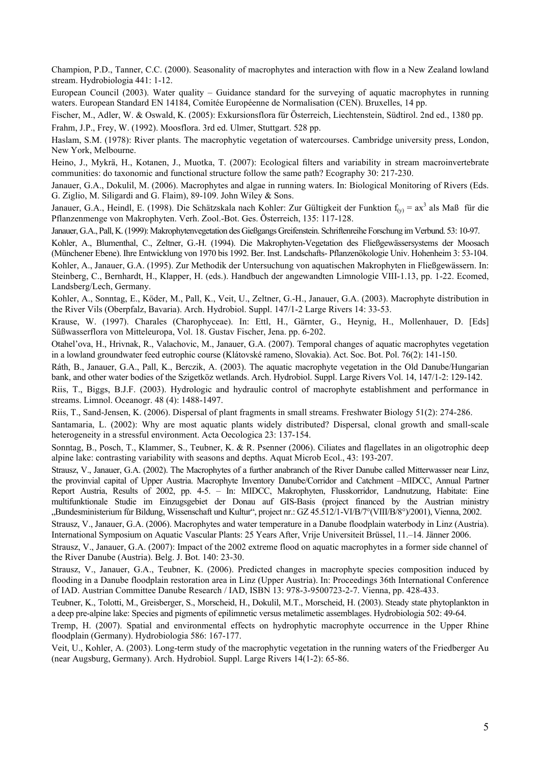Champion, P.D., Tanner, C.C. (2000). Seasonality of macrophytes and interaction with flow in a New Zealand lowland stream. Hydrobiologia 441: 1-12.

European Council (2003). Water quality – Guidance standard for the surveying of aquatic macrophytes in running waters. European Standard EN 14184, Comitée Européenne de Normalisation (CEN). Bruxelles, 14 pp.

Fischer, M., Adler, W. & Oswald, K. (2005): Exkursionsflora für Österreich, Liechtenstein, Südtirol. 2nd ed., 1380 pp.

Frahm, J.P., Frey, W. (1992). Moosflora. 3rd ed. Ulmer, Stuttgart. 528 pp.

Haslam, S.M. (1978): River plants. The macrophytic vegetation of watercourses. Cambridge university press, London, New York, Melbourne.

Heino, J., Mykrä, H., Kotanen, J., Muotka, T. (2007): Ecological filters and variability in stream macroinvertebrate communities: do taxonomic and functional structure follow the same path? Ecography 30: 217-230.

Janauer, G.A., Dokulil, M. (2006). Macrophytes and algae in running waters. In: Biological Monitoring of Rivers (Eds. G. Ziglio, M. Siligardi and G. Flaim), 89-109. John Wiley & Sons.

Janauer, G.A., Heindl, E. (1998). Die Schätzskala nach Kohler: Zur Gültigkeit der Funktion $f_{(y)} = ax^3$ als Maß für die Pflanzenmenge von Makrophyten. Verh. Zool.-Bot. Ges. Österreich, 135: 117-128.

Janauer, G.A., Pall, K. (1999): Makrophytenvegetation des Gießgangs Greifenstein. Schriftenreihe Forschung im Verbund. 53: 10-97.

Kohler, A., Blumenthal, C., Zeltner, G.-H. (1994). Die Makrophyten-Vegetation des Fließgewässersystems der Moosach (Münchener Ebene). Ihre Entwicklung von 1970 bis 1992. Ber. Inst. Landschafts- Pflanzenökologie Univ. Hohenheim 3: 53-104.

Kohler, A., Janauer, G.A. (1995). Zur Methodik der Untersuchung von aquatischen Makrophyten in Fließgewässern. In: Steinberg, C., Bernhardt, H., Klapper, H. (eds.). Handbuch der angewandten Limnologie VIII-1.13, pp. 1-22. Ecomed, Landsberg/Lech, Germany.

Kohler, A., Sonntag, E., Köder, M., Pall, K., Veit, U., Zeltner, G.-H., Janauer, G.A. (2003). Macrophyte distribution in the River Vils (Oberpfalz, Bavaria). Arch. Hydrobiol. Suppl. 147/1-2 Large Rivers 14: 33-53.

Krause, W. (1997). Charales (Charophyceae). In: Ettl, H., Gärnter, G., Heynig, H., Mollenhauer, D. [Eds] Süßwasserflora von Mitteleuropa, Vol. 18. Gustav Fischer, Jena. pp. 6-202.

Otahel'ova, H., Hrivnak, R., Valachovic, M., Janauer, G.A. (2007). Temporal changes of aquatic macrophytes vegetation in a lowland groundwater feed eutrophic course (Klátovské rameno, Slovakia). Act. Soc. Bot. Pol. 76(2): 141-150.

Ráth, B., Janauer, G.A., Pall, K., Berczik, A. (2003). The aquatic macrophyte vegetation in the Old Danube/Hungarian bank, and other water bodies of the Szigetköz wetlands. Arch. Hydrobiol. Suppl. Large Rivers Vol. 14, 147/1-2: 129-142.

Riis, T., Biggs, B.J.F. (2003). Hydrologic and hydraulic control of macrophyte establishment and performance in streams. Limnol. Oceanogr. 48 (4): 1488-1497.

Riis, T., Sand-Jensen, K. (2006). Dispersal of plant fragments in small streams. Freshwater Biology 51(2): 274-286.

Santamaria, L. (2002): Why are most aquatic plants widely distributed? Dispersal, clonal growth and small-scale heterogeneity in a stressful environment. Acta Oecologica 23: 137-154.

Sonntag, B., Posch, T., Klammer, S., Teubner, K. & R. Psenner (2006). Ciliates and flagellates in an oligotrophic deep alpine lake: contrasting variability with seasons and depths. Aquat Microb Ecol., 43: 193-207.

Strausz, V., Janauer, G.A. (2002). The Macrophytes of a further anabranch of the River Danube called Mitterwasser near Linz, the provinvial capital of Upper Austria. Macrophyte Inventory Danube/Corridor and Catchment –MIDCC, Annual Partner Report Austria, Results of 2002, pp. 4-5. – In: MIDCC, Makrophyten, Flusskorridor, Landnutzung, Habitate: Eine multifunktionale Studie im Einzugsgebiet der Donau auf GIS-Basis (project financed by the Austrian ministry „Bundesministerium für Bildung, Wissenschaft und Kultur", project nr.: GZ 45.512/1-VI/B/7°(VIII/B/8°)/2001), Vienna, 2002.

Strausz, V., Janauer, G.A. (2006). Macrophytes and water temperature in a Danube floodplain waterbody in Linz (Austria). International Symposium on Aquatic Vascular Plants: 25 Years After, Vrije Universiteit Brüssel, 11.–14. Jänner 2006.

Strausz, V., Janauer, G.A. (2007): Impact of the 2002 extreme flood on aquatic macrophytes in a former side channel of the River Danube (Austria). Belg. J. Bot. 140: 23-30.

Strausz, V., Janauer, G.A., Teubner, K. (2006). Predicted changes in macrophyte species composition induced by flooding in a Danube floodplain restoration area in Linz (Upper Austria). In: Proceedings 36th International Conference of IAD. Austrian Committee Danube Research / IAD, ISBN 13: 978-3-9500723-2-7. Vienna, pp. 428-433.

Teubner, K., Tolotti, M., Greisberger, S., Morscheid, H., Dokulil, M.T., Morscheid, H. (2003). Steady state phytoplankton in a deep pre-alpine lake: Species and pigments of epilimnetic versus metalimetic assemblages. Hydrobiologia 502: 49-64.

Tremp, H. (2007). Spatial and environmental effects on hydrophytic macrophyte occurrence in the Upper Rhine floodplain (Germany). Hydrobiologia 586: 167-177.

Veit, U., Kohler, A. (2003). Long-term study of the macrophytic vegetation in the running waters of the Friedberger Au (near Augsburg, Germany). Arch. Hydrobiol. Suppl. Large Rivers 14(1-2): 65-86.